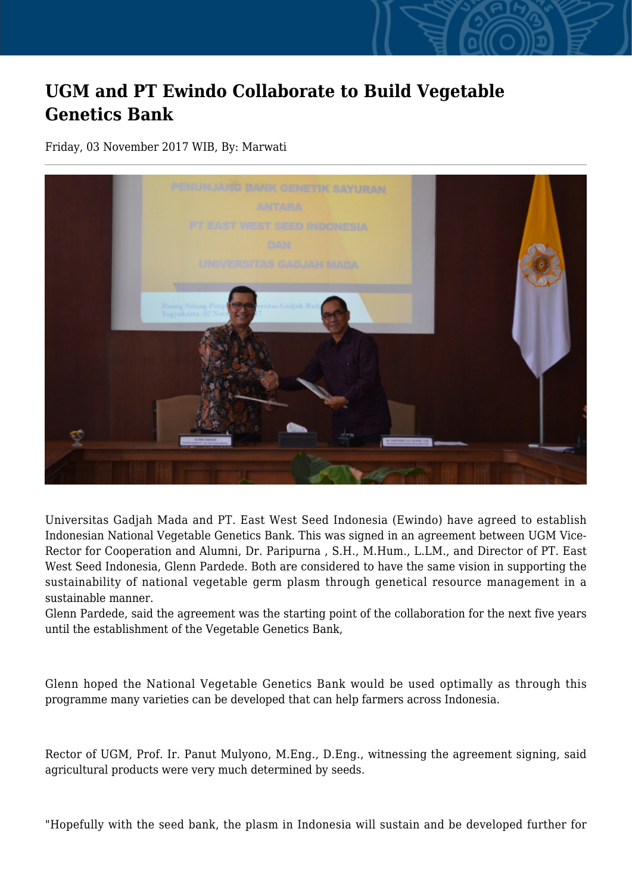# UGM and PT Ewindo Collaborate to Build Vegetable Genetics Bank

Friday, 03 November 2017 WIB, By: Marwati

Universitas Gadjah Mada and PT. East West Seed Indonesia (Ewindo) have agreed to establish Indonesian National Vegetable Genetics Bank. This was signed in an agreement between UGM Vice-Rector for Cooperation and Alumni, Dr. Paripurna , S.H., M.Hum., L.LM., and Director of PT. East West Seed Indonesia, Glenn Pardede. Both are considered to have the same vision in supporting the sustainability of national vegetable germ plasm through genetical resource management in a sustainable manner.

Glenn Pardede, said the agreement was the starting point of the collaboration for the next five years until the establishment of the Vegetable Genetics Bank,

Glenn hoped the National Vegetable Genetics Bank would be used optimally as through this programme many varieties can be developed that can help farmers across Indonesia.

Rector of UGM, Prof. Ir. Panut Mulyono, M.Eng., D.Eng., witnessing the agreement signing, said agricultural products were very much determined by seeds.

"Hopefully with the seed bank, the plasm in Indonesia will sustain and be developed further for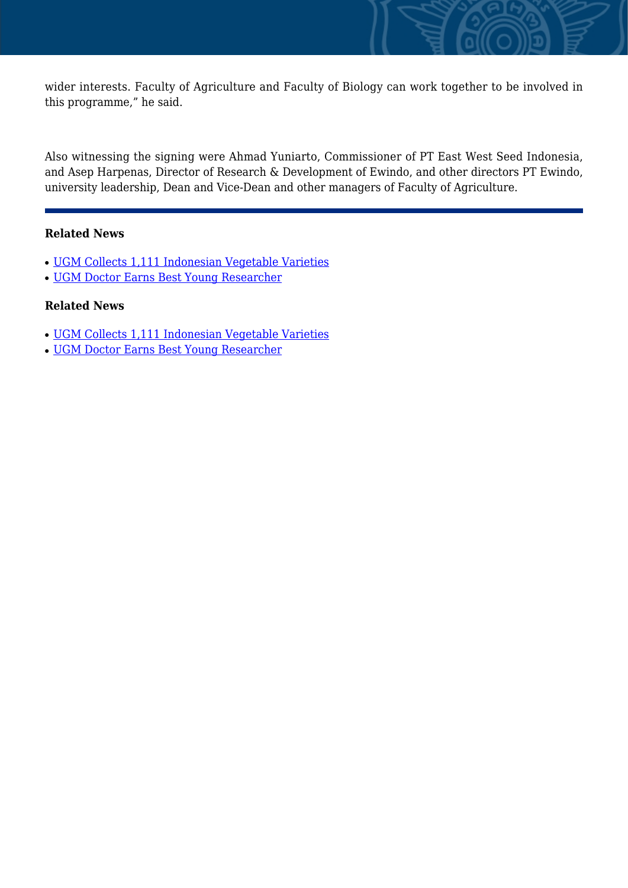wider interests. Faculty of Agriculture and Faculty of Biology can work together to be involved in this programme," he said.

Also witnessing the signing were Ahmad Yuniarto, Commissioner of PT East West Seed Indonesia, and Asep Harpenas, Director of Research & Development of Ewindo, and other directors PT Ewindo, university leadership, Dean and Vice-Dean and other managers of Faculty of Agriculture.

---

**Related News**

- UGM Collects 1,111 Indonesian Vegetable Varieties
- UGM Doctor Earns Best Young Researcher

**Related News**

- UGM Collects 1,111 Indonesian Vegetable Varieties
- UGM Doctor Earns Best Young Researcher